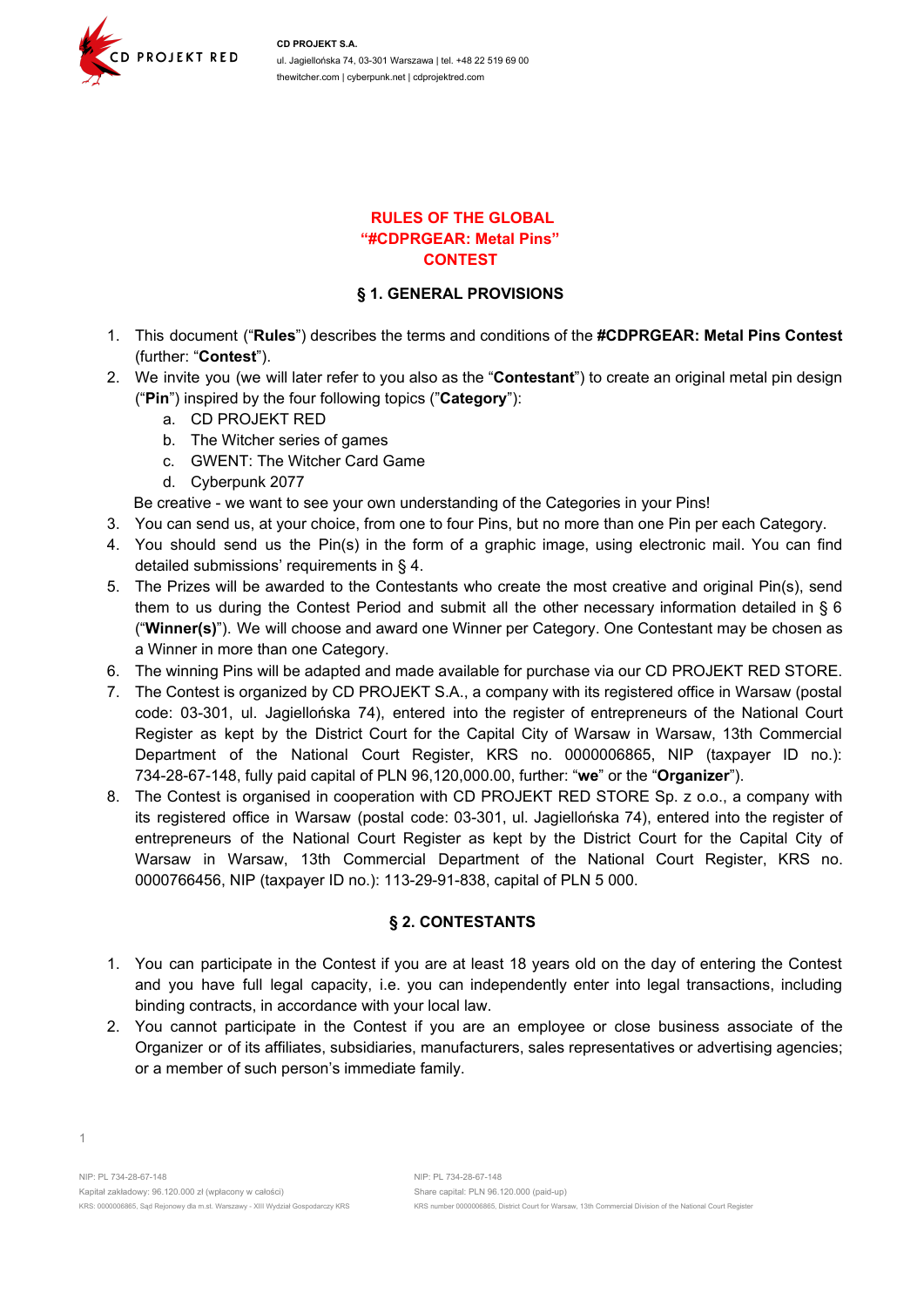# RULES OF THE GLOBAL "#CDPRGEAR: Metal Pins" CONTEST

## § 1. GENERAL PROVISIONS

1. This document ("**Rules**") describes the terms and conditions of the **#CDPRGEAR: Metal Pins Contest** (further: "**Contest**").
2. We invite you (we will later refer to you also as the "**Contestant**") to create an original metal pin design ("**Pin**") inspired by the four following topics ("**Category**"):
   a. CD PROJEKT RED
   b. The Witcher series of games
   c. GWENT: The Witcher Card Game
   d. Cyberpunk 2077

   Be creative - we want to see your own understanding of the Categories in your Pins!
3. You can send us, at your choice, from one to four Pins, but no more than one Pin per each Category.
4. You should send us the Pin(s) in the form of a graphic image, using electronic mail. You can find detailed submissions' requirements in § 4.
5. The Prizes will be awarded to the Contestants who create the most creative and original Pin(s), send them to us during the Contest Period and submit all the other necessary information detailed in § 6 ("**Winner(s)**"). We will choose and award one Winner per Category. One Contestant may be chosen as a Winner in more than one Category.
6. The winning Pins will be adapted and made available for purchase via our CD PROJEKT RED STORE.
7. The Contest is organized by CD PROJEKT S.A., a company with its registered office in Warsaw (postal code: 03-301, ul. Jagiellońska 74), entered into the register of entrepreneurs of the National Court Register as kept by the District Court for the Capital City of Warsaw in Warsaw, 13th Commercial Department of the National Court Register, KRS no. 0000006865, NIP (taxpayer ID no.): 734-28-67-148, fully paid capital of PLN 96,120,000.00, further: "**we**" or the "**Organizer**").
8. The Contest is organised in cooperation with CD PROJEKT RED STORE Sp. z o.o., a company with its registered office in Warsaw (postal code: 03-301, ul. Jagiellońska 74), entered into the register of entrepreneurs of the National Court Register as kept by the District Court for the Capital City of Warsaw in Warsaw, 13th Commercial Department of the National Court Register, KRS no. 0000766456, NIP (taxpayer ID no.): 113-29-91-838, capital of PLN 5 000.

## § 2. CONTESTANTS

1. You can participate in the Contest if you are at least 18 years old on the day of entering the Contest and you have full legal capacity, i.e. you can independently enter into legal transactions, including binding contracts, in accordance with your local law.
2. You cannot participate in the Contest if you are an employee or close business associate of the Organizer or of its affiliates, subsidiaries, manufacturers, sales representatives or advertising agencies; or a member of such person's immediate family.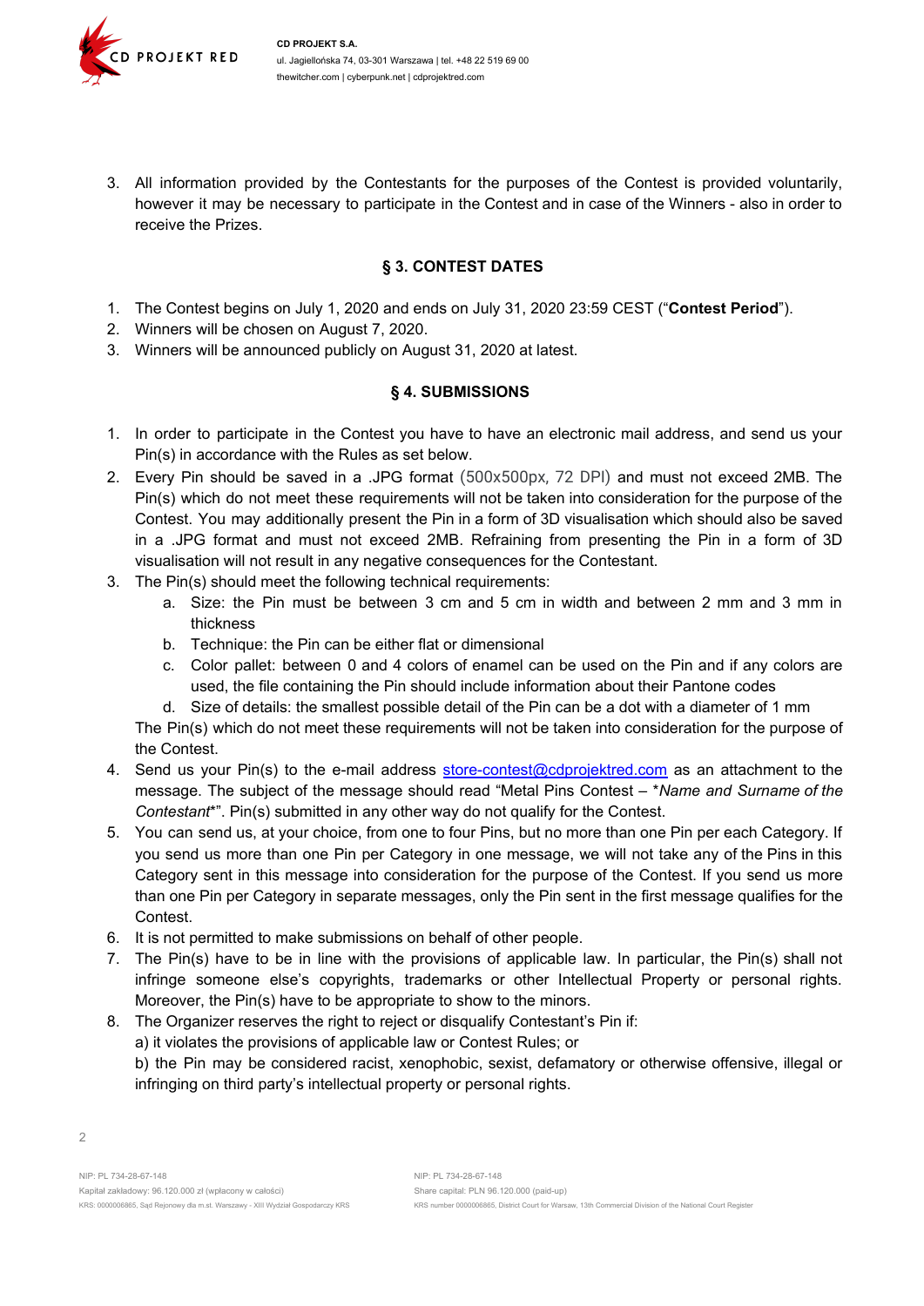3. All information provided by the Contestants for the purposes of the Contest is provided voluntarily, however it may be necessary to participate in the Contest and in case of the Winners - also in order to receive the Prizes.

### § 3. CONTEST DATES

1. The Contest begins on July 1, 2020 and ends on July 31, 2020 23:59 CEST ("**Contest Period**").
2. Winners will be chosen on August 7, 2020.
3. Winners will be announced publicly on August 31, 2020 at latest.

### § 4. SUBMISSIONS

1. In order to participate in the Contest you have to have an electronic mail address, and send us your Pin(s) in accordance with the Rules as set below.
2. Every Pin should be saved in a .JPG format (500x500px, 72 DPI) and must not exceed 2MB. The Pin(s) which do not meet these requirements will not be taken into consideration for the purpose of the Contest. You may additionally present the Pin in a form of 3D visualisation which should also be saved in a .JPG format and must not exceed 2MB. Refraining from presenting the Pin in a form of 3D visualisation will not result in any negative consequences for the Contestant.
3. The Pin(s) should meet the following technical requirements:
   a. Size: the Pin must be between 3 cm and 5 cm in width and between 2 mm and 3 mm in thickness
   b. Technique: the Pin can be either flat or dimensional
   c. Color pallet: between 0 and 4 colors of enamel can be used on the Pin and if any colors are used, the file containing the Pin should include information about their Pantone codes
   d. Size of details: the smallest possible detail of the Pin can be a dot with a diameter of 1 mm

   The Pin(s) which do not meet these requirements will not be taken into consideration for the purpose of the Contest.
4. Send us your Pin(s) to the e-mail address store-contest@cdprojektred.com as an attachment to the message. The subject of the message should read "Metal Pins Contest – *\*Name and Surname of the Contestant\**". Pin(s) submitted in any other way do not qualify for the Contest.
5. You can send us, at your choice, from one to four Pins, but no more than one Pin per each Category. If you send us more than one Pin per Category in one message, we will not take any of the Pins in this Category sent in this message into consideration for the purpose of the Contest. If you send us more than one Pin per Category in separate messages, only the Pin sent in the first message qualifies for the Contest.
6. It is not permitted to make submissions on behalf of other people.
7. The Pin(s) have to be in line with the provisions of applicable law. In particular, the Pin(s) shall not infringe someone else's copyrights, trademarks or other Intellectual Property or personal rights. Moreover, the Pin(s) have to be appropriate to show to the minors.
8. The Organizer reserves the right to reject or disqualify Contestant's Pin if:

   a) it violates the provisions of applicable law or Contest Rules; or

   b) the Pin may be considered racist, xenophobic, sexist, defamatory or otherwise offensive, illegal or infringing on third party's intellectual property or personal rights.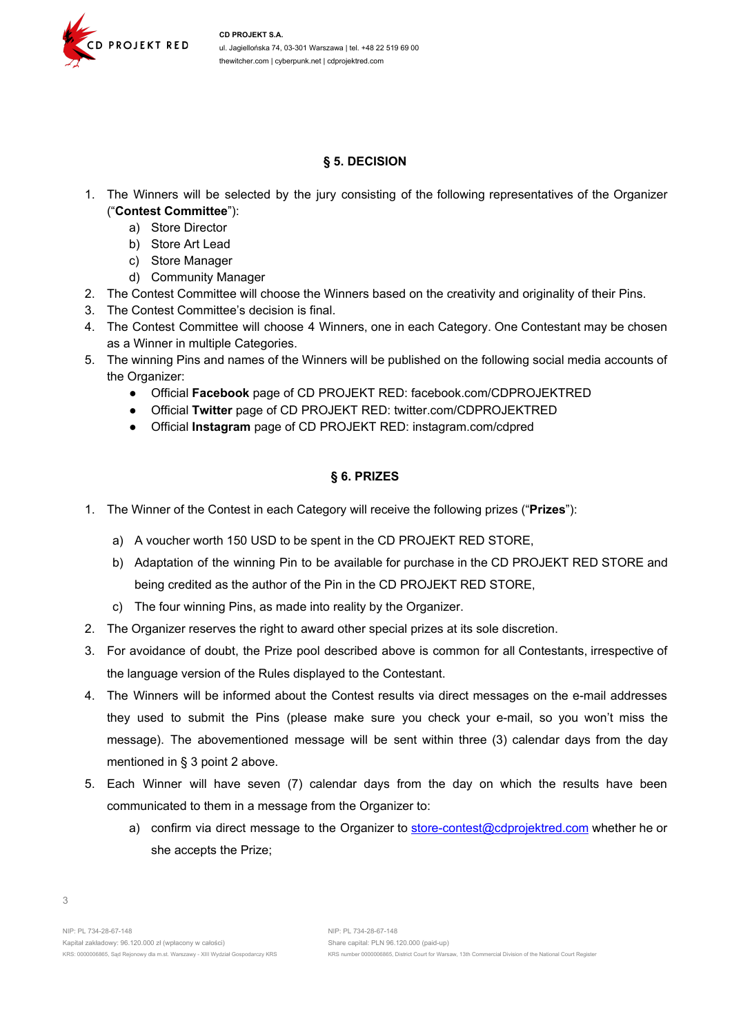## § 5. DECISION

1. The Winners will be selected by the jury consisting of the following representatives of the Organizer ("**Contest Committee**"):
    a) Store Director
    b) Store Art Lead
    c) Store Manager
    d) Community Manager
2. The Contest Committee will choose the Winners based on the creativity and originality of their Pins.
3. The Contest Committee's decision is final.
4. The Contest Committee will choose 4 Winners, one in each Category. One Contestant may be chosen as a Winner in multiple Categories.
5. The winning Pins and names of the Winners will be published on the following social media accounts of the Organizer:
    - Official **Facebook** page of CD PROJEKT RED: facebook.com/CDPROJEKTRED
    - Official **Twitter** page of CD PROJEKT RED: twitter.com/CDPROJEKTRED
    - Official **Instagram** page of CD PROJEKT RED: instagram.com/cdpred

## § 6. PRIZES

1. The Winner of the Contest in each Category will receive the following prizes ("**Prizes**"):
    a) A voucher worth 150 USD to be spent in the CD PROJEKT RED STORE,
    b) Adaptation of the winning Pin to be available for purchase in the CD PROJEKT RED STORE and being credited as the author of the Pin in the CD PROJEKT RED STORE,
    c) The four winning Pins, as made into reality by the Organizer.
2. The Organizer reserves the right to award other special prizes at its sole discretion.
3. For avoidance of doubt, the Prize pool described above is common for all Contestants, irrespective of the language version of the Rules displayed to the Contestant.
4. The Winners will be informed about the Contest results via direct messages on the e-mail addresses they used to submit the Pins (please make sure you check your e-mail, so you won't miss the message). The abovementioned message will be sent within three (3) calendar days from the day mentioned in § 3 point 2 above.
5. Each Winner will have seven (7) calendar days from the day on which the results have been communicated to them in a message from the Organizer to:
    a) confirm via direct message to the Organizer to store-contest@cdprojektred.com whether he or she accepts the Prize;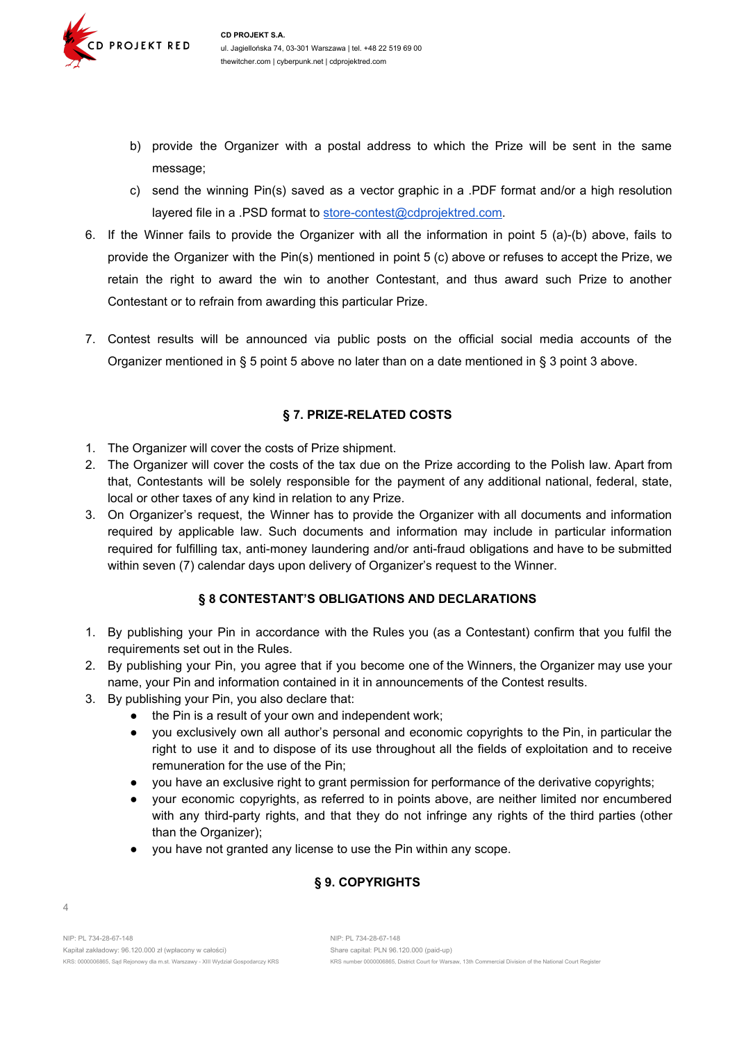b) provide the Organizer with a postal address to which the Prize will be sent in the same message;

c) send the winning Pin(s) saved as a vector graphic in a .PDF format and/or a high resolution layered file in a .PSD format to store-contest@cdprojektred.com.

6. If the Winner fails to provide the Organizer with all the information in point 5 (a)-(b) above, fails to provide the Organizer with the Pin(s) mentioned in point 5 (c) above or refuses to accept the Prize, we retain the right to award the win to another Contestant, and thus award such Prize to another Contestant or to refrain from awarding this particular Prize.

7. Contest results will be announced via public posts on the official social media accounts of the Organizer mentioned in § 5 point 5 above no later than on a date mentioned in § 3 point 3 above.

## § 7. PRIZE-RELATED COSTS

1. The Organizer will cover the costs of Prize shipment.
2. The Organizer will cover the costs of the tax due on the Prize according to the Polish law. Apart from that, Contestants will be solely responsible for the payment of any additional national, federal, state, local or other taxes of any kind in relation to any Prize.
3. On Organizer's request, the Winner has to provide the Organizer with all documents and information required by applicable law. Such documents and information may include in particular information required for fulfilling tax, anti-money laundering and/or anti-fraud obligations and have to be submitted within seven (7) calendar days upon delivery of Organizer's request to the Winner.

## § 8 CONTESTANT'S OBLIGATIONS AND DECLARATIONS

1. By publishing your Pin in accordance with the Rules you (as a Contestant) confirm that you fulfil the requirements set out in the Rules.
2. By publishing your Pin, you agree that if you become one of the Winners, the Organizer may use your name, your Pin and information contained in it in announcements of the Contest results.
3. By publishing your Pin, you also declare that:
   - the Pin is a result of your own and independent work;
   - you exclusively own all author's personal and economic copyrights to the Pin, in particular the right to use it and to dispose of its use throughout all the fields of exploitation and to receive remuneration for the use of the Pin;
   - you have an exclusive right to grant permission for performance of the derivative copyrights;
   - your economic copyrights, as referred to in points above, are neither limited nor encumbered with any third-party rights, and that they do not infringe any rights of the third parties (other than the Organizer);
   - you have not granted any license to use the Pin within any scope.

## § 9. COPYRIGHTS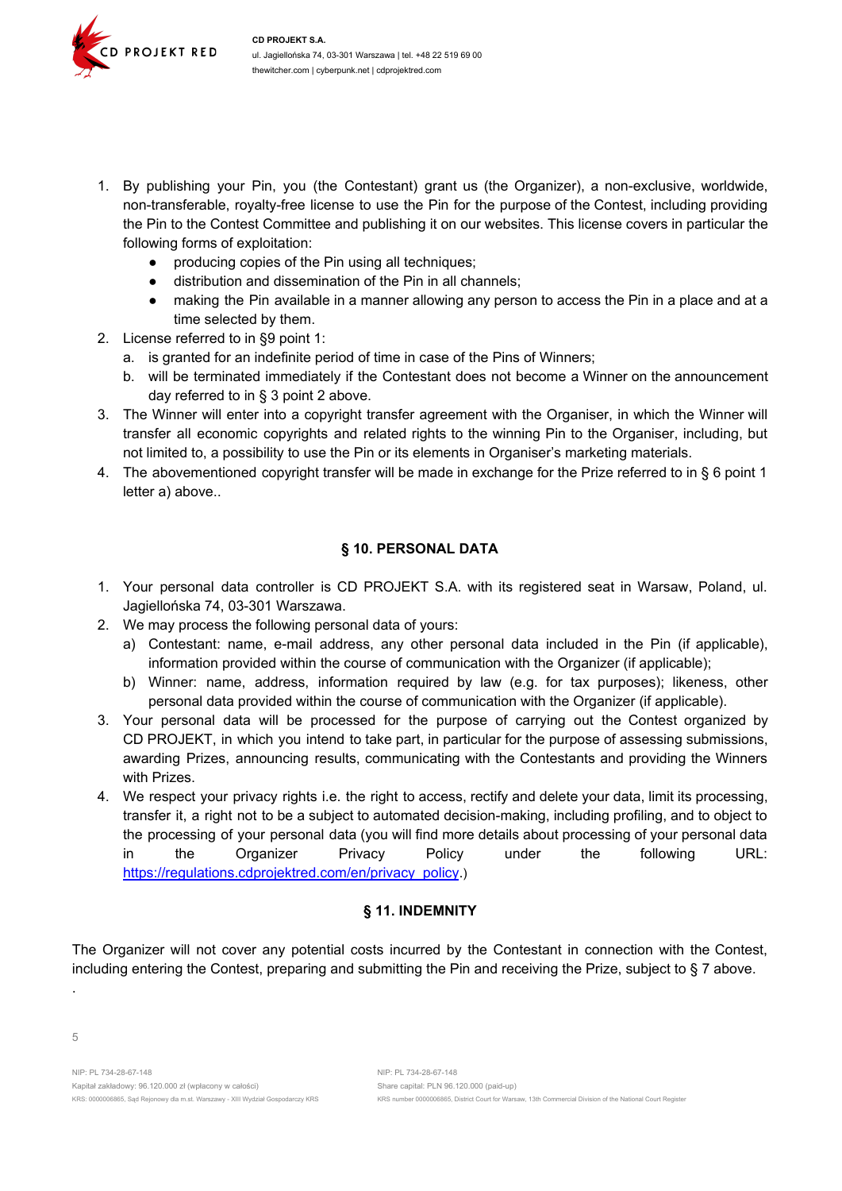1. By publishing your Pin, you (the Contestant) grant us (the Organizer), a non-exclusive, worldwide, non-transferable, royalty-free license to use the Pin for the purpose of the Contest, including providing the Pin to the Contest Committee and publishing it on our websites. This license covers in particular the following forms of exploitation:
   - producing copies of the Pin using all techniques;
   - distribution and dissemination of the Pin in all channels;
   - making the Pin available in a manner allowing any person to access the Pin in a place and at a time selected by them.
2. License referred to in §9 point 1:
   a. is granted for an indefinite period of time in case of the Pins of Winners;
   b. will be terminated immediately if the Contestant does not become a Winner on the announcement day referred to in § 3 point 2 above.
3. The Winner will enter into a copyright transfer agreement with the Organiser, in which the Winner will transfer all economic copyrights and related rights to the winning Pin to the Organiser, including, but not limited to, a possibility to use the Pin or its elements in Organiser's marketing materials.
4. The abovementioned copyright transfer will be made in exchange for the Prize referred to in § 6 point 1 letter a) above..

## § 10. PERSONAL DATA

1. Your personal data controller is CD PROJEKT S.A. with its registered seat in Warsaw, Poland, ul. Jagiellońska 74, 03-301 Warszawa.
2. We may process the following personal data of yours:
   a) Contestant: name, e-mail address, any other personal data included in the Pin (if applicable), information provided within the course of communication with the Organizer (if applicable);
   b) Winner: name, address, information required by law (e.g. for tax purposes); likeness, other personal data provided within the course of communication with the Organizer (if applicable).
3. Your personal data will be processed for the purpose of carrying out the Contest organized by CD PROJEKT, in which you intend to take part, in particular for the purpose of assessing submissions, awarding Prizes, announcing results, communicating with the Contestants and providing the Winners with Prizes.
4. We respect your privacy rights i.e. the right to access, rectify and delete your data, limit its processing, transfer it, a right not to be a subject to automated decision-making, including profiling, and to object to the processing of your personal data (you will find more details about processing of your personal data in the Organizer Privacy Policy under the following URL: https://regulations.cdprojektred.com/en/privacy_policy.)

## § 11. INDEMNITY

The Organizer will not cover any potential costs incurred by the Contestant in connection with the Contest, including entering the Contest, preparing and submitting the Pin and receiving the Prize, subject to § 7 above.

.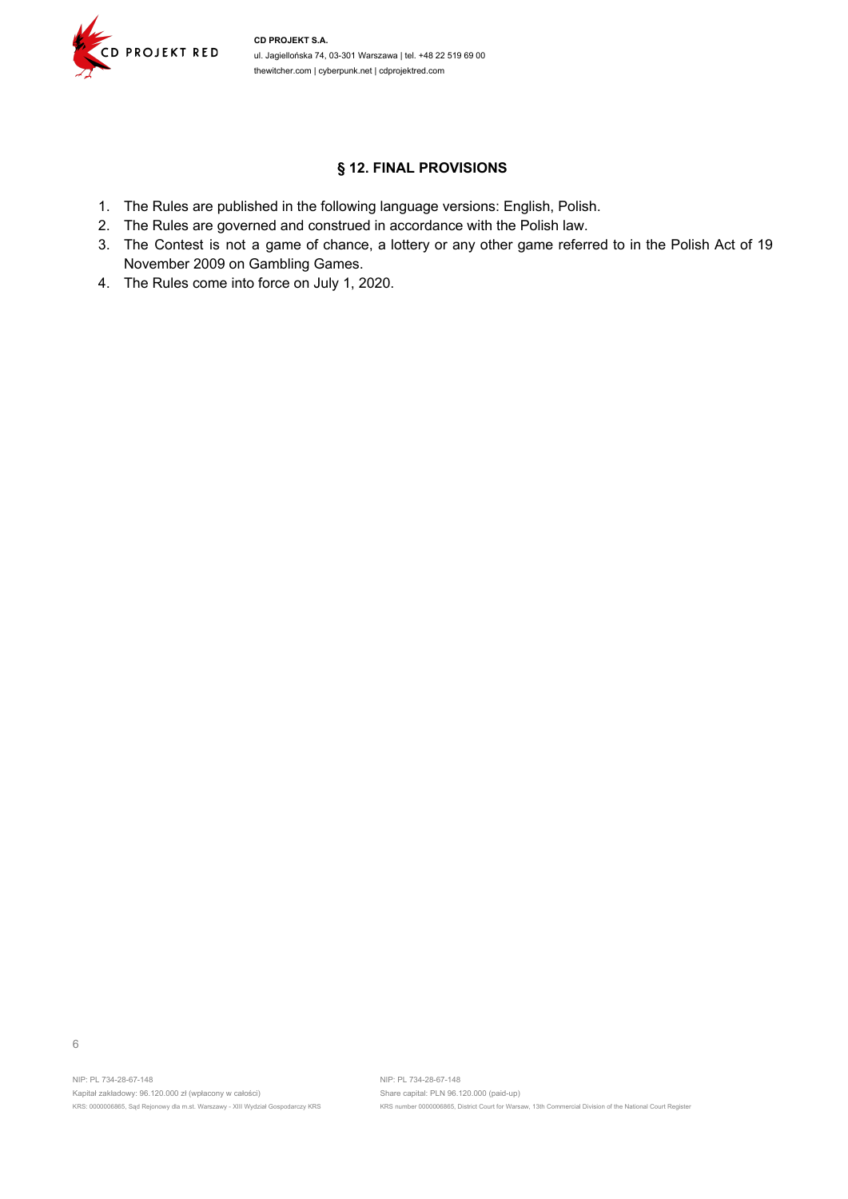## § 12. FINAL PROVISIONS

1. The Rules are published in the following language versions: English, Polish.
2. The Rules are governed and construed in accordance with the Polish law.
3. The Contest is not a game of chance, a lottery or any other game referred to in the Polish Act of 19 November 2009 on Gambling Games.
4. The Rules come into force on July 1, 2020.